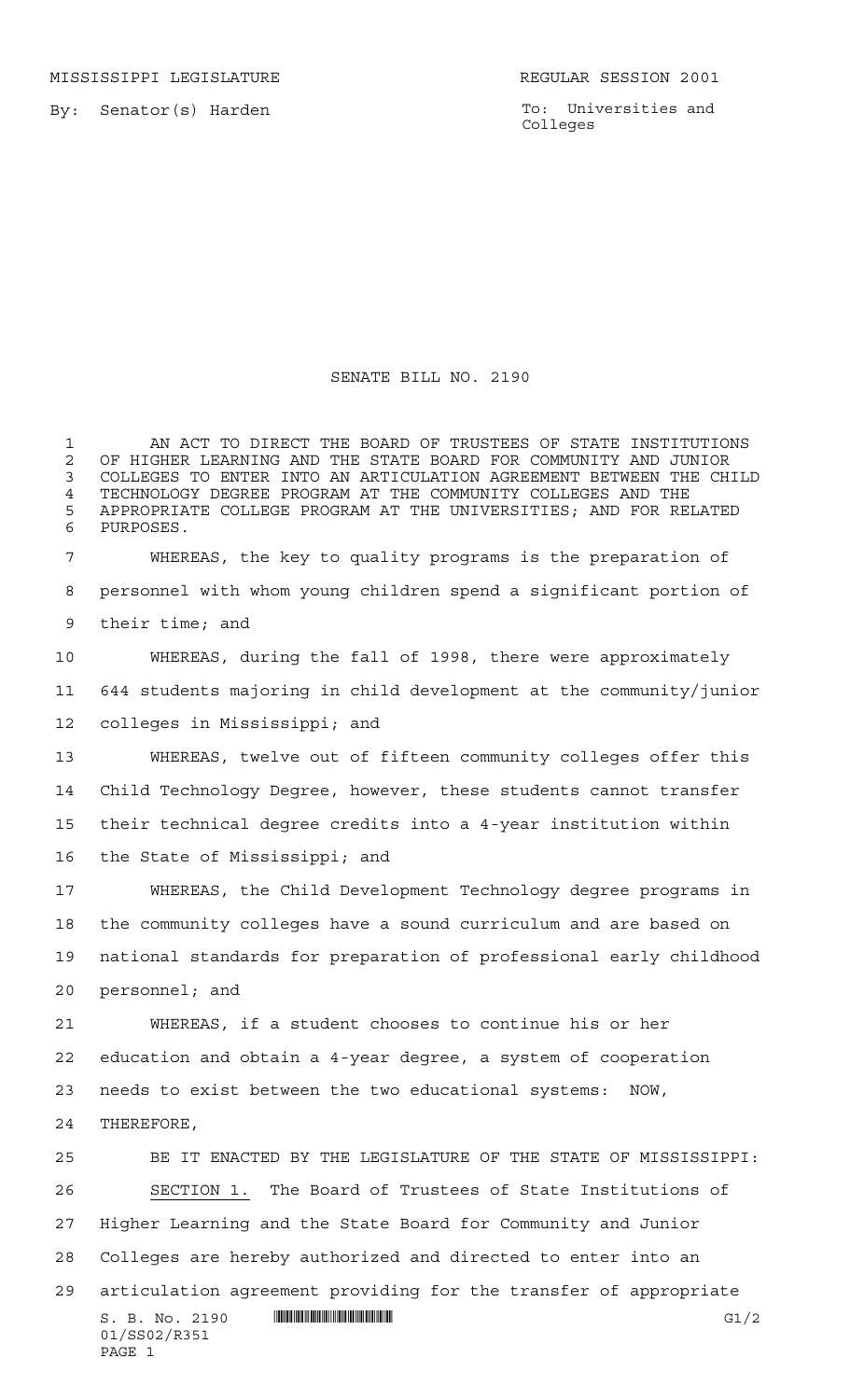MISSISSIPPI LEGISLATURE REGULAR SESSION 2001

By: Senator(s) Harden

To: Universities and Colleges

# SENATE BILL NO. 2190

AN ACT TO DIRECT THE BOARD OF TRUSTEES OF STATE INSTITUTIONS OF HIGHER LEARNING AND THE STATE BOARD FOR COMMUNITY AND JUNIOR COLLEGES TO ENTER INTO AN ARTICULATION AGREEMENT BETWEEN THE CHILD TECHNOLOGY DEGREE PROGRAM AT THE COMMUNITY COLLEGES AND THE APPROPRIATE COLLEGE PROGRAM AT THE UNIVERSITIES; AND FOR RELATED PURPOSES.

WHEREAS, the key to quality programs is the preparation of personnel with whom young children spend a significant portion of their time; and

WHEREAS, during the fall of 1998, there were approximately 644 students majoring in child development at the community/junior colleges in Mississippi; and

WHEREAS, twelve out of fifteen community colleges offer this Child Technology Degree, however, these students cannot transfer their technical degree credits into a 4-year institution within the State of Mississippi; and

WHEREAS, the Child Development Technology degree programs in the community colleges have a sound curriculum and are based on national standards for preparation of professional early childhood personnel; and

WHEREAS, if a student chooses to continue his or her education and obtain a 4-year degree, a system of cooperation needs to exist between the two educational systems: NOW, THEREFORE,

BE IT ENACTED BY THE LEGISLATURE OF THE STATE OF MISSISSIPPI:

SECTION 1. The Board of Trustees of State Institutions of Higher Learning and the State Board for Community and Junior Colleges are hereby authorized and directed to enter into an articulation agreement providing for the transfer of appropriate

S. B. No. 2190 G1/2
01/SS02/R351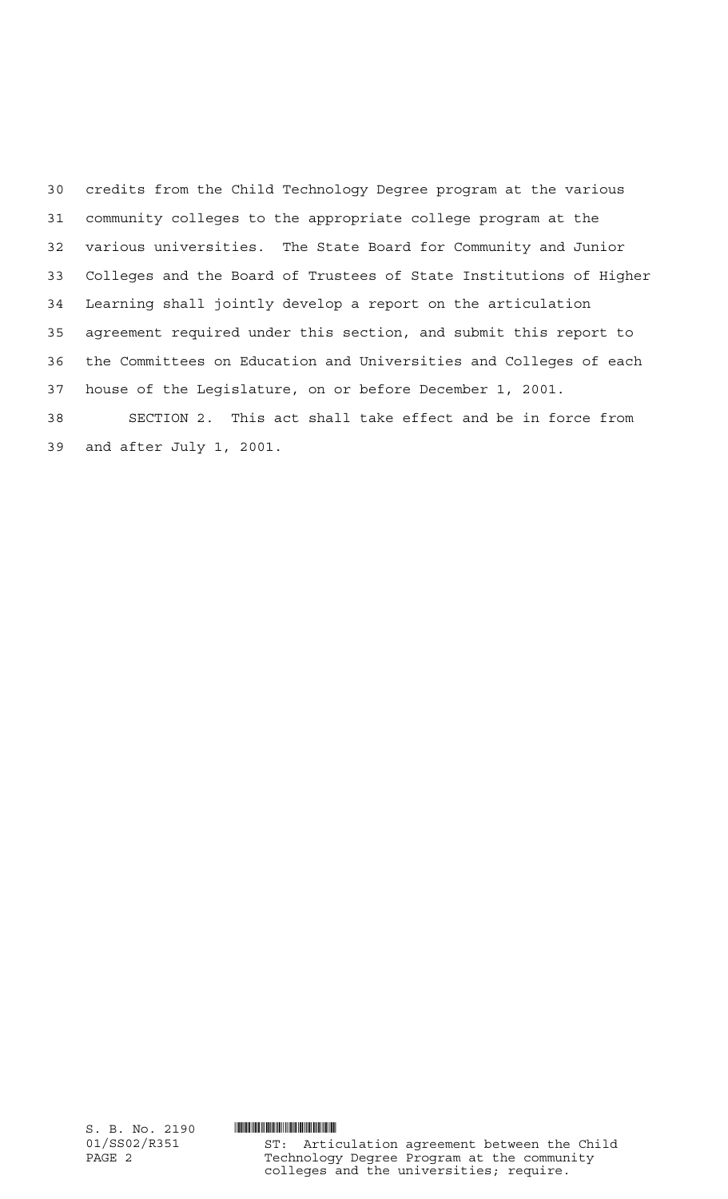credits from the Child Technology Degree program at the various community colleges to the appropriate college program at the various universities. The State Board for Community and Junior Colleges and the Board of Trustees of State Institutions of Higher Learning shall jointly develop a report on the articulation agreement required under this section, and submit this report to the Committees on Education and Universities and Colleges of each house of the Legislature, on or before December 1, 2001.

SECTION 2. This act shall take effect and be in force from and after July 1, 2001.

S. B. No. 2190
01/SS02/R351

ST: Articulation agreement between the Child Technology Degree Program at the community colleges and the universities; require.